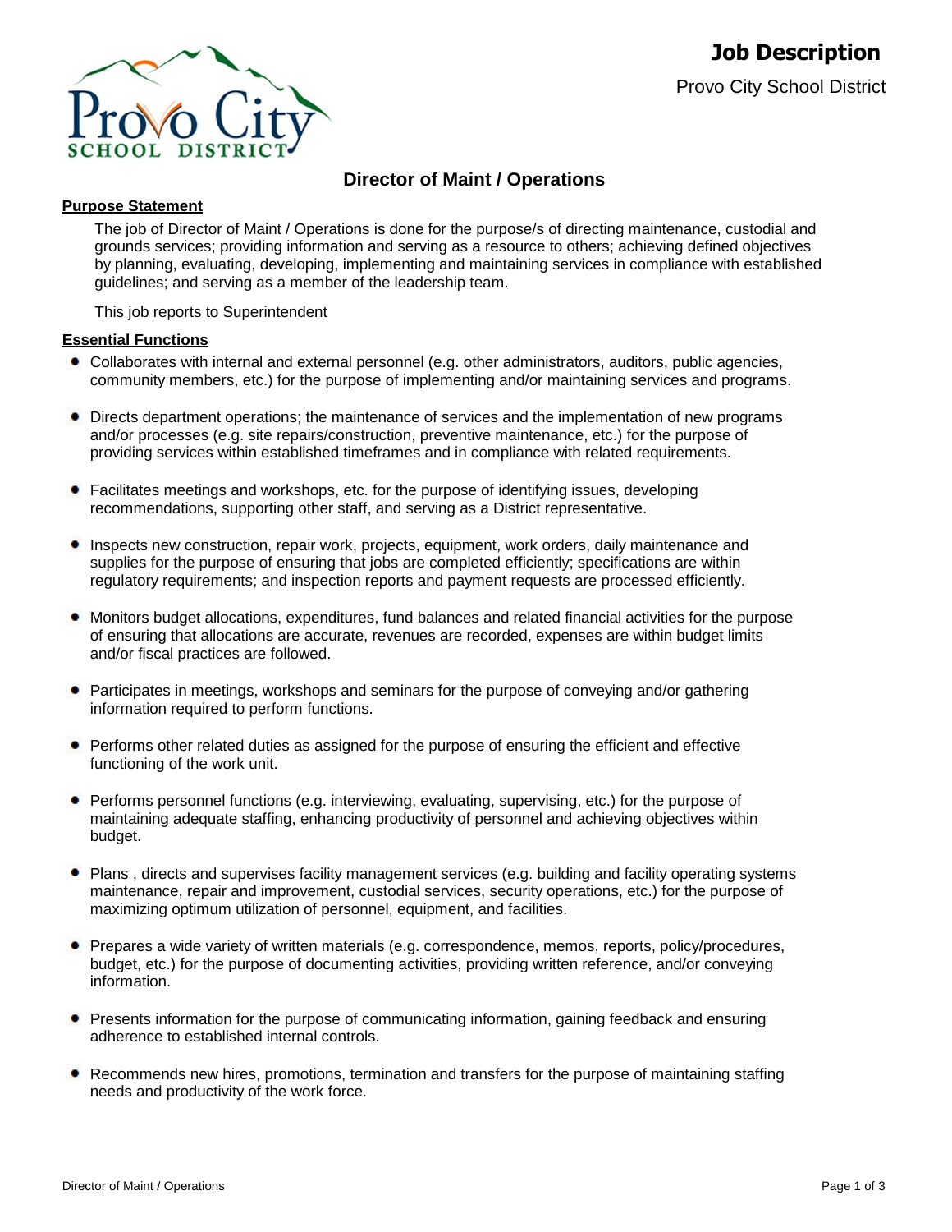# Job Description

Provo City School District

## Director of Maint / Operations

### Purpose Statement

The job of Director of Maint / Operations is done for the purpose/s of directing maintenance, custodial and grounds services; providing information and serving as a resource to others; achieving defined objectives by planning, evaluating, developing, implementing and maintaining services in compliance with established guidelines; and serving as a member of the leadership team.

This job reports to Superintendent

### Essential Functions

- Collaborates with internal and external personnel (e.g. other administrators, auditors, public agencies, community members, etc.) for the purpose of implementing and/or maintaining services and programs.
- Directs department operations; the maintenance of services and the implementation of new programs and/or processes (e.g. site repairs/construction, preventive maintenance, etc.) for the purpose of providing services within established timeframes and in compliance with related requirements.
- Facilitates meetings and workshops, etc. for the purpose of identifying issues, developing recommendations, supporting other staff, and serving as a District representative.
- Inspects new construction, repair work, projects, equipment, work orders, daily maintenance and supplies for the purpose of ensuring that jobs are completed efficiently; specifications are within regulatory requirements; and inspection reports and payment requests are processed efficiently.
- Monitors budget allocations, expenditures, fund balances and related financial activities for the purpose of ensuring that allocations are accurate, revenues are recorded, expenses are within budget limits and/or fiscal practices are followed.
- Participates in meetings, workshops and seminars for the purpose of conveying and/or gathering information required to perform functions.
- Performs other related duties as assigned for the purpose of ensuring the efficient and effective functioning of the work unit.
- Performs personnel functions (e.g. interviewing, evaluating, supervising, etc.) for the purpose of maintaining adequate staffing, enhancing productivity of personnel and achieving objectives within budget.
- Plans , directs and supervises facility management services (e.g. building and facility operating systems maintenance, repair and improvement, custodial services, security operations, etc.) for the purpose of maximizing optimum utilization of personnel, equipment, and facilities.
- Prepares a wide variety of written materials (e.g. correspondence, memos, reports, policy/procedures, budget, etc.) for the purpose of documenting activities, providing written reference, and/or conveying information.
- Presents information for the purpose of communicating information, gaining feedback and ensuring adherence to established internal controls.
- Recommends new hires, promotions, termination and transfers for the purpose of maintaining staffing needs and productivity of the work force.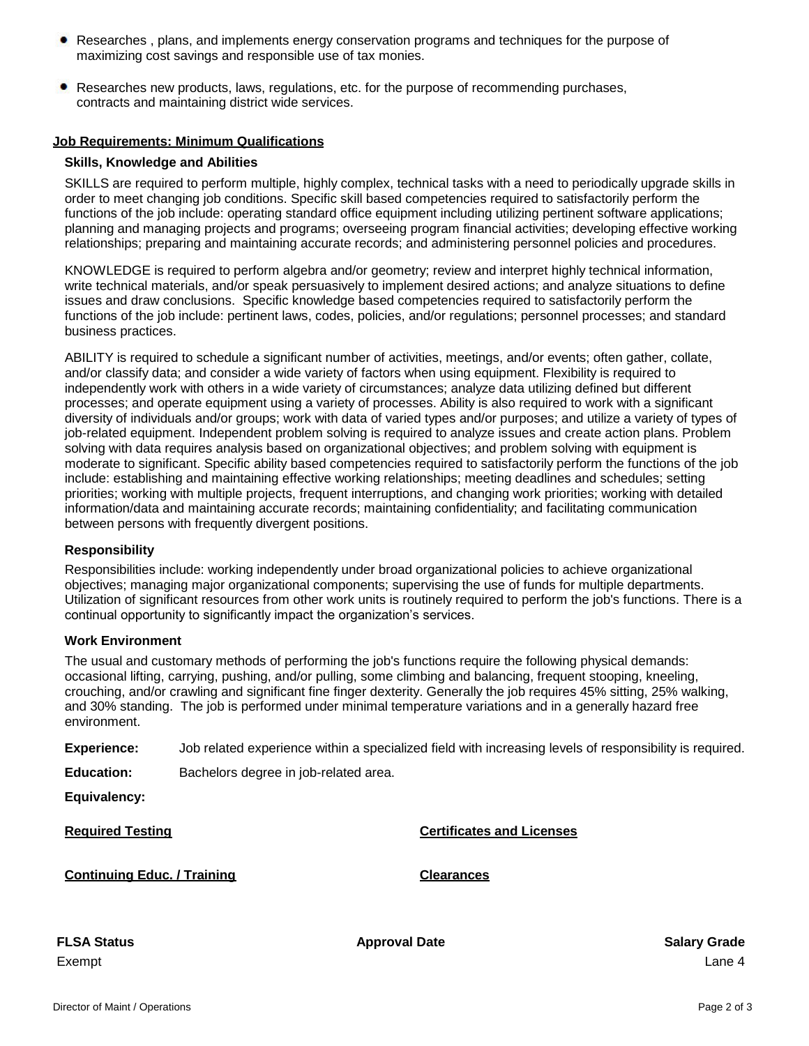- Researches , plans, and implements energy conservation programs and techniques for the purpose of maximizing cost savings and responsible use of tax monies.
- Researches new products, laws, regulations, etc. for the purpose of recommending purchases, contracts and maintaining district wide services.

## Job Requirements: Minimum Qualifications

### Skills, Knowledge and Abilities

SKILLS are required to perform multiple, highly complex, technical tasks with a need to periodically upgrade skills in order to meet changing job conditions. Specific skill based competencies required to satisfactorily perform the functions of the job include: operating standard office equipment including utilizing pertinent software applications; planning and managing projects and programs; overseeing program financial activities; developing effective working relationships; preparing and maintaining accurate records; and administering personnel policies and procedures.

KNOWLEDGE is required to perform algebra and/or geometry; review and interpret highly technical information, write technical materials, and/or speak persuasively to implement desired actions; and analyze situations to define issues and draw conclusions. Specific knowledge based competencies required to satisfactorily perform the functions of the job include: pertinent laws, codes, policies, and/or regulations; personnel processes; and standard business practices.

ABILITY is required to schedule a significant number of activities, meetings, and/or events; often gather, collate, and/or classify data; and consider a wide variety of factors when using equipment. Flexibility is required to independently work with others in a wide variety of circumstances; analyze data utilizing defined but different processes; and operate equipment using a variety of processes. Ability is also required to work with a significant diversity of individuals and/or groups; work with data of varied types and/or purposes; and utilize a variety of types of job-related equipment. Independent problem solving is required to analyze issues and create action plans. Problem solving with data requires analysis based on organizational objectives; and problem solving with equipment is moderate to significant. Specific ability based competencies required to satisfactorily perform the functions of the job include: establishing and maintaining effective working relationships; meeting deadlines and schedules; setting priorities; working with multiple projects, frequent interruptions, and changing work priorities; working with detailed information/data and maintaining accurate records; maintaining confidentiality; and facilitating communication between persons with frequently divergent positions.

### Responsibility

Responsibilities include: working independently under broad organizational policies to achieve organizational objectives; managing major organizational components; supervising the use of funds for multiple departments. Utilization of significant resources from other work units is routinely required to perform the job's functions. There is a continual opportunity to significantly impact the organization's services.

### Work Environment

The usual and customary methods of performing the job's functions require the following physical demands: occasional lifting, carrying, pushing, and/or pulling, some climbing and balancing, frequent stooping, kneeling, crouching, and/or crawling and significant fine finger dexterity. Generally the job requires 45% sitting, 25% walking, and 30% standing. The job is performed under minimal temperature variations and in a generally hazard free environment.

**Experience:** Job related experience within a specialized field with increasing levels of responsibility is required.

**Education:** Bachelors degree in job-related area.

**Equivalency:**

**Required Testing**

**Certificates and Licenses**

**Continuing Educ. / Training**

**Clearances**

| FLSA Status | Approval Date | Salary Grade |
| --- | --- | --- |
| Exempt | | Lane 4 |